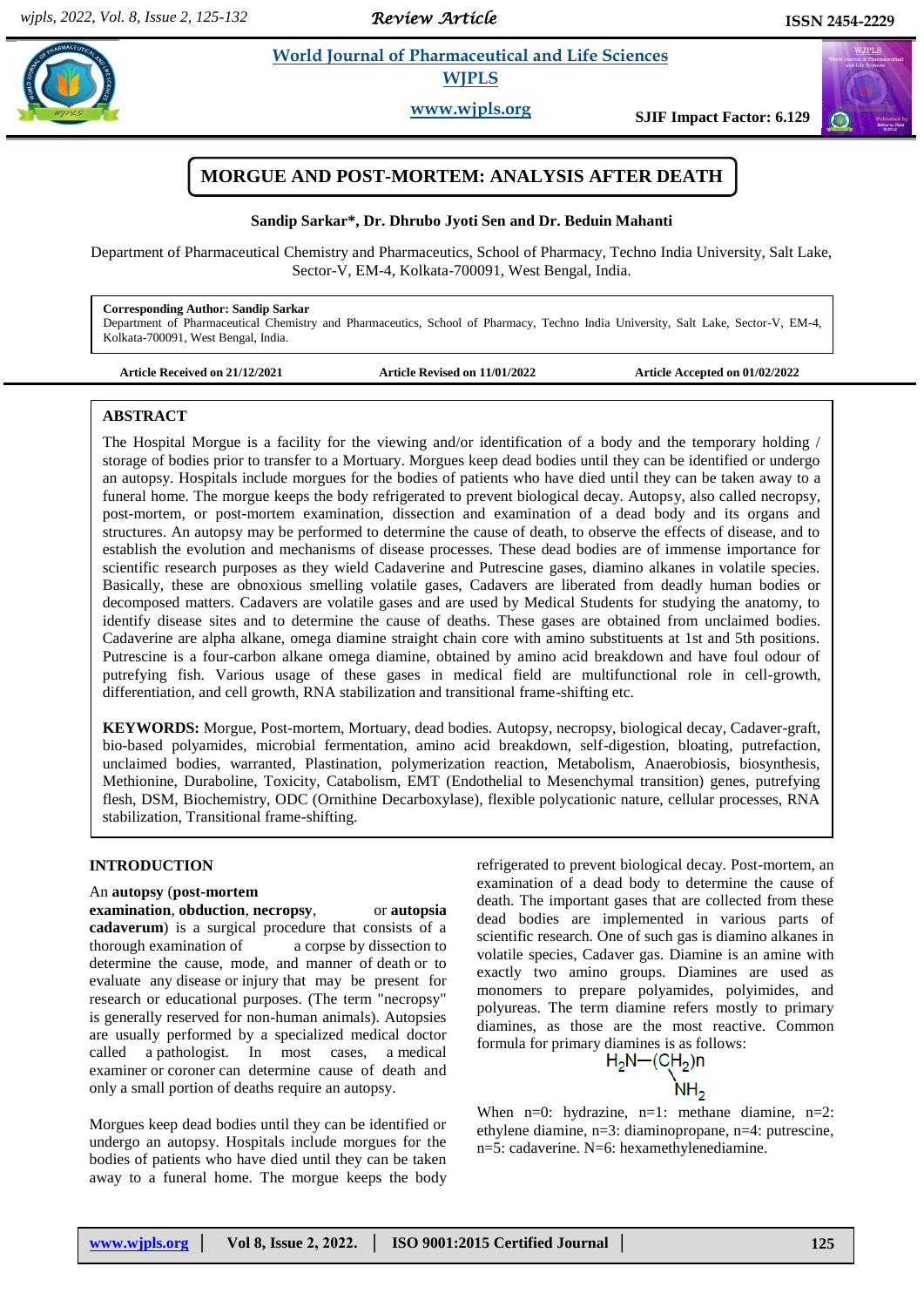# MORGUE AND POST-MORTEM: ANALYSIS AFTER DEATH

**Sandip Sarkar*, Dr. Dhrubo Jyoti Sen and Dr. Beduin Mahanti**

Department of Pharmaceutical Chemistry and Pharmaceutics, School of Pharmacy, Techno India University, Salt Lake, Sector-V, EM-4, Kolkata-700091, West Bengal, India.

**Corresponding Author: Sandip Sarkar**
Department of Pharmaceutical Chemistry and Pharmaceutics, School of Pharmacy, Techno India University, Salt Lake, Sector-V, EM-4, Kolkata-700091, West Bengal, India.

**Article Received on 21/12/2021** **Article Revised on 11/01/2022** **Article Accepted on 01/02/2022**

## ABSTRACT

The Hospital Morgue is a facility for the viewing and/or identification of a body and the temporary holding / storage of bodies prior to transfer to a Mortuary. Morgues keep dead bodies until they can be identified or undergo an autopsy. Hospitals include morgues for the bodies of patients who have died until they can be taken away to a funeral home. The morgue keeps the body refrigerated to prevent biological decay. Autopsy, also called necropsy, post-mortem, or post-mortem examination, dissection and examination of a dead body and its organs and structures. An autopsy may be performed to determine the cause of death, to observe the effects of disease, and to establish the evolution and mechanisms of disease processes. These dead bodies are of immense importance for scientific research purposes as they wield Cadaverine and Putrescine gases, diamino alkanes in volatile species. Basically, these are obnoxious smelling volatile gases, Cadavers are liberated from deadly human bodies or decomposed matters. Cadavers are volatile gases and are used by Medical Students for studying the anatomy, to identify disease sites and to determine the cause of deaths. These gases are obtained from unclaimed bodies. Cadaverine are alpha alkane, omega diamine straight chain core with amino substituents at 1st and 5th positions. Putrescine is a four-carbon alkane omega diamine, obtained by amino acid breakdown and have foul odour of putrefying fish. Various usage of these gases in medical field are multifunctional role in cell-growth, differentiation, and cell growth, RNA stabilization and transitional frame-shifting etc.

**KEYWORDS:** Morgue, Post-mortem, Mortuary, dead bodies. Autopsy, necropsy, biological decay, Cadaver-graft, bio-based polyamides, microbial fermentation, amino acid breakdown, self-digestion, bloating, putrefaction, unclaimed bodies, warranted, Plastination, polymerization reaction, Metabolism, Anaerobiosis, biosynthesis, Methionine, Duraboline, Toxicity, Catabolism, EMT (Endothelial to Mesenchymal transition) genes, putrefying flesh, DSM, Biochemistry, ODC (Ornithine Decarboxylase), flexible polycationic nature, cellular processes, RNA stabilization, Transitional frame-shifting.

## INTRODUCTION

An **autopsy** (**post-mortem examination**, **obduction**, **necropsy**, or **autopsia cadaverum**) is a surgical procedure that consists of a thorough examination of a corpse by dissection to determine the cause, mode, and manner of death or to evaluate any disease or injury that may be present for research or educational purposes. (The term "necropsy" is generally reserved for non-human animals). Autopsies are usually performed by a specialized medical doctor called a pathologist. In most cases, a medical examiner or coroner can determine cause of death and only a small portion of deaths require an autopsy.

Morgues keep dead bodies until they can be identified or undergo an autopsy. Hospitals include morgues for the bodies of patients who have died until they can be taken away to a funeral home. The morgue keeps the body refrigerated to prevent biological decay. Post-mortem, an examination of a dead body to determine the cause of death. The important gases that are collected from these dead bodies are implemented in various parts of scientific research. One of such gas is diamino alkanes in volatile species, Cadaver gas. Diamine is an amine with exactly two amino groups. Diamines are used as monomers to prepare polyamides, polyimides, and polyureas. The term diamine refers mostly to primary diamines, as those are the most reactive. Common formula for primary diamines is as follows:

$$H_2N-(CH_2)_n-NH_2$$

When n=0: hydrazine, n=1: methane diamine, n=2: ethylene diamine, n=3: diaminopropane, n=4: putrescine, n=5: cadaverine. N=6: hexamethylenediamine.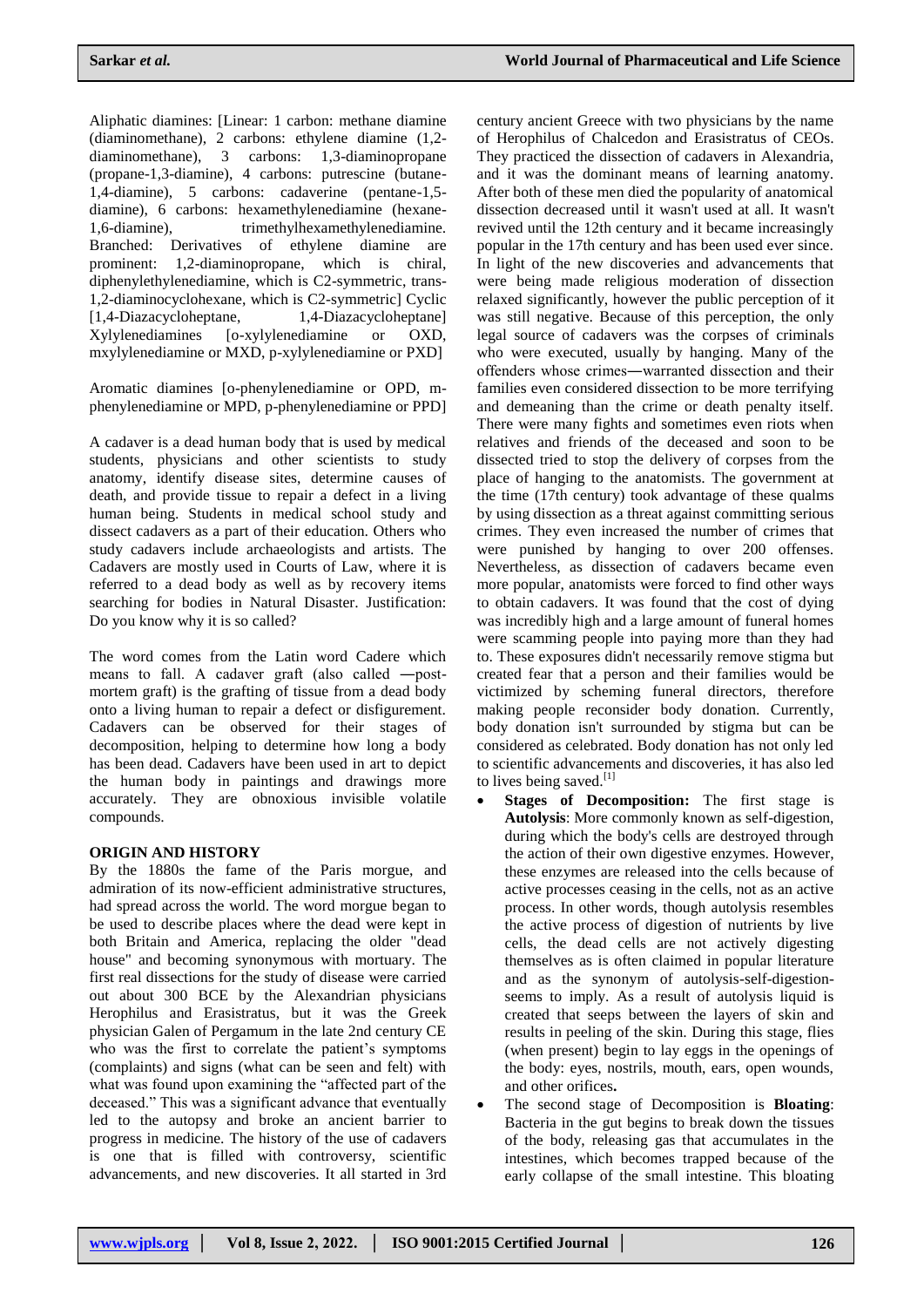Aliphatic diamines: [Linear: 1 carbon: methane diamine (diaminomethane), 2 carbons: ethylene diamine (1,2-diaminomethane), 3 carbons: 1,3-diaminopropane (propane-1,3-diamine), 4 carbons: putrescine (butane-1,4-diamine), 5 carbons: cadaverine (pentane-1,5-diamine), 6 carbons: hexamethylenediamine (hexane-1,6-diamine), trimethylhexamethylenediamine. Branched: Derivatives of ethylene diamine are prominent: 1,2-diaminopropane, which is chiral, diphenylethylenediamine, which is C2-symmetric, trans-1,2-diaminocyclohexane, which is C2-symmetric] Cyclic [1,4-Diazacycloheptane, 1,4-Diazacycloheptane] Xylylenediamines [o-xylylenediamine or OXD, mxylylenediamine or MXD, p-xylylenediamine or PXD]

Aromatic diamines [o-phenylenediamine or OPD, m-phenylenediamine or MPD, p-phenylenediamine or PPD]

A cadaver is a dead human body that is used by medical students, physicians and other scientists to study anatomy, identify disease sites, determine causes of death, and provide tissue to repair a defect in a living human being. Students in medical school study and dissect cadavers as a part of their education. Others who study cadavers include archaeologists and artists. The Cadavers are mostly used in Courts of Law, where it is referred to a dead body as well as by recovery items searching for bodies in Natural Disaster. Justification: Do you know why it is so called?

The word comes from the Latin word Cadere which means to fall. A cadaver graft (also called ―post-mortem graft) is the grafting of tissue from a dead body onto a living human to repair a defect or disfigurement. Cadavers can be observed for their stages of decomposition, helping to determine how long a body has been dead. Cadavers have been used in art to depict the human body in paintings and drawings more accurately. They are obnoxious invisible volatile compounds.

## ORIGIN AND HISTORY

By the 1880s the fame of the Paris morgue, and admiration of its now-efficient administrative structures, had spread across the world. The word morgue began to be used to describe places where the dead were kept in both Britain and America, replacing the older "dead house" and becoming synonymous with mortuary. The first real dissections for the study of disease were carried out about 300 BCE by the Alexandrian physicians Herophilus and Erasistratus, but it was the Greek physician Galen of Pergamum in the late 2nd century CE who was the first to correlate the patient's symptoms (complaints) and signs (what can be seen and felt) with what was found upon examining the "affected part of the deceased." This was a significant advance that eventually led to the autopsy and broke an ancient barrier to progress in medicine. The history of the use of cadavers is one that is filled with controversy, scientific advancements, and new discoveries. It all started in 3rd century ancient Greece with two physicians by the name of Herophilus of Chalcedon and Erasistratus of CEOs. They practiced the dissection of cadavers in Alexandria, and it was the dominant means of learning anatomy. After both of these men died the popularity of anatomical dissection decreased until it wasn't used at all. It wasn't revived until the 12th century and it became increasingly popular in the 17th century and has been used ever since. In light of the new discoveries and advancements that were being made religious moderation of dissection relaxed significantly, however the public perception of it was still negative. Because of this perception, the only legal source of cadavers was the corpses of criminals who were executed, usually by hanging. Many of the offenders whose crimes―warranted dissection and their families even considered dissection to be more terrifying and demeaning than the crime or death penalty itself. There were many fights and sometimes even riots when relatives and friends of the deceased and soon to be dissected tried to stop the delivery of corpses from the place of hanging to the anatomists. The government at the time (17th century) took advantage of these qualms by using dissection as a threat against committing serious crimes. They even increased the number of crimes that were punished by hanging to over 200 offenses. Nevertheless, as dissection of cadavers became even more popular, anatomists were forced to find other ways to obtain cadavers. It was found that the cost of dying was incredibly high and a large amount of funeral homes were scamming people into paying more than they had to. These exposures didn't necessarily remove stigma but created fear that a person and their families would be victimized by scheming funeral directors, therefore making people reconsider body donation. Currently, body donation isn't surrounded by stigma but can be considered as celebrated. Body donation has not only led to scientific advancements and discoveries, it has also led to lives being saved.[1]

- **Stages of Decomposition:** The first stage is **Autolysis**: More commonly known as self-digestion, during which the body's cells are destroyed through the action of their own digestive enzymes. However, these enzymes are released into the cells because of active processes ceasing in the cells, not as an active process. In other words, though autolysis resembles the active process of digestion of nutrients by live cells, the dead cells are not actively digesting themselves as is often claimed in popular literature and as the synonym of autolysis-self-digestion-seems to imply. As a result of autolysis liquid is created that seeps between the layers of skin and results in peeling of the skin. During this stage, flies (when present) begin to lay eggs in the openings of the body: eyes, nostrils, mouth, ears, open wounds, and other orifices**.**
- The second stage of Decomposition is **Bloating**: Bacteria in the gut begins to break down the tissues of the body, releasing gas that accumulates in the intestines, which becomes trapped because of the early collapse of the small intestine. This bloating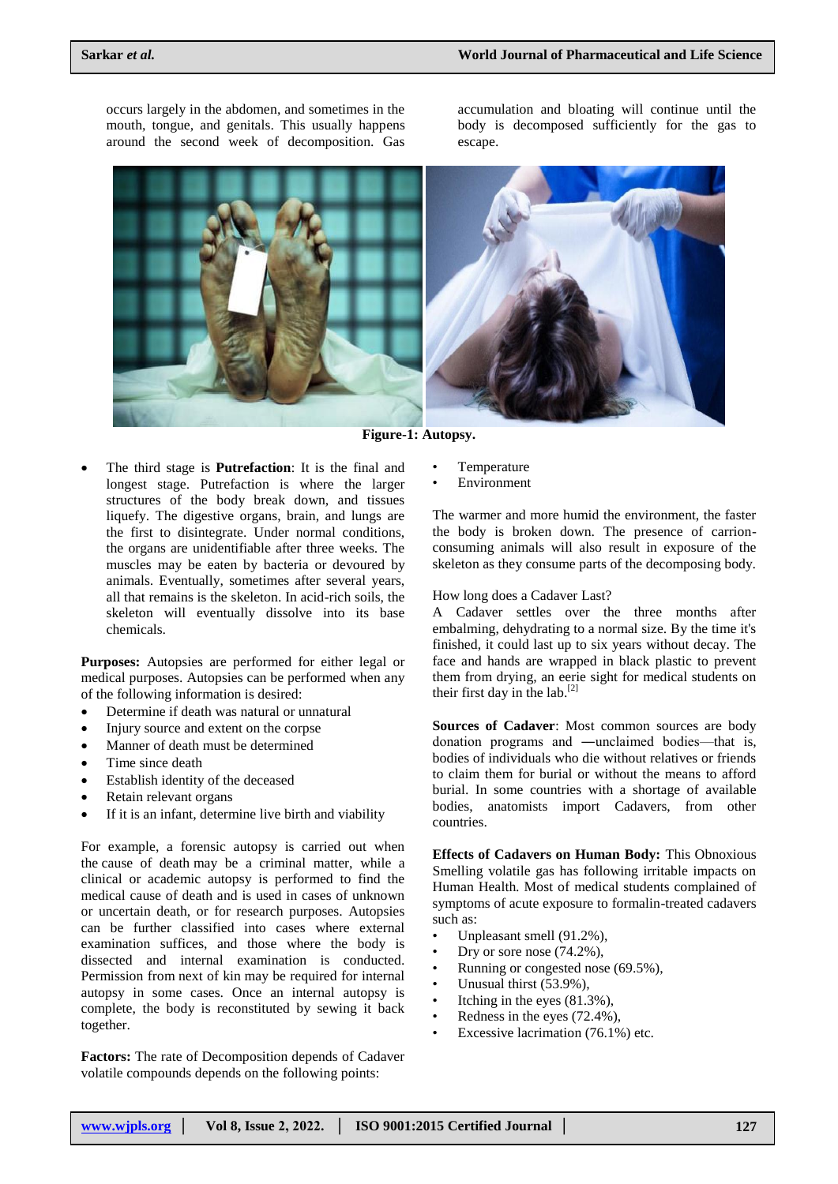occurs largely in the abdomen, and sometimes in the mouth, tongue, and genitals. This usually happens around the second week of decomposition. Gas accumulation and bloating will continue until the body is decomposed sufficiently for the gas to escape.

**Figure-1: Autopsy.**

- The third stage is **Putrefaction**: It is the final and longest stage. Putrefaction is where the larger structures of the body break down, and tissues liquefy. The digestive organs, brain, and lungs are the first to disintegrate. Under normal conditions, the organs are unidentifiable after three weeks. The muscles may be eaten by bacteria or devoured by animals. Eventually, sometimes after several years, all that remains is the skeleton. In acid-rich soils, the skeleton will eventually dissolve into its base chemicals.

**Purposes:** Autopsies are performed for either legal or medical purposes. Autopsies can be performed when any of the following information is desired:

- Determine if death was natural or unnatural
- Injury source and extent on the corpse
- Manner of death must be determined
- Time since death
- Establish identity of the deceased
- Retain relevant organs
- If it is an infant, determine live birth and viability

For example, a forensic autopsy is carried out when the cause of death may be a criminal matter, while a clinical or academic autopsy is performed to find the medical cause of death and is used in cases of unknown or uncertain death, or for research purposes. Autopsies can be further classified into cases where external examination suffices, and those where the body is dissected and internal examination is conducted. Permission from next of kin may be required for internal autopsy in some cases. Once an internal autopsy is complete, the body is reconstituted by sewing it back together.

**Factors:** The rate of Decomposition depends of Cadaver volatile compounds depends on the following points:

- Temperature
- Environment

The warmer and more humid the environment, the faster the body is broken down. The presence of carrion-consuming animals will also result in exposure of the skeleton as they consume parts of the decomposing body.

How long does a Cadaver Last?
A Cadaver settles over the three months after embalming, dehydrating to a normal size. By the time it's finished, it could last up to six years without decay. The face and hands are wrapped in black plastic to prevent them from drying, an eerie sight for medical students on their first day in the lab.[2]

**Sources of Cadaver**: Most common sources are body donation programs and ―unclaimed bodies—that is, bodies of individuals who die without relatives or friends to claim them for burial or without the means to afford burial. In some countries with a shortage of available bodies, anatomists import Cadavers, from other countries.

**Effects of Cadavers on Human Body:** This Obnoxious Smelling volatile gas has following irritable impacts on Human Health. Most of medical students complained of symptoms of acute exposure to formalin-treated cadavers such as:

- Unpleasant smell (91.2%),
- Dry or sore nose (74.2%),
- Running or congested nose (69.5%),
- Unusual thirst (53.9%),
- Itching in the eyes (81.3%),
- Redness in the eyes (72.4%),
- Excessive lacrimation (76.1%) etc.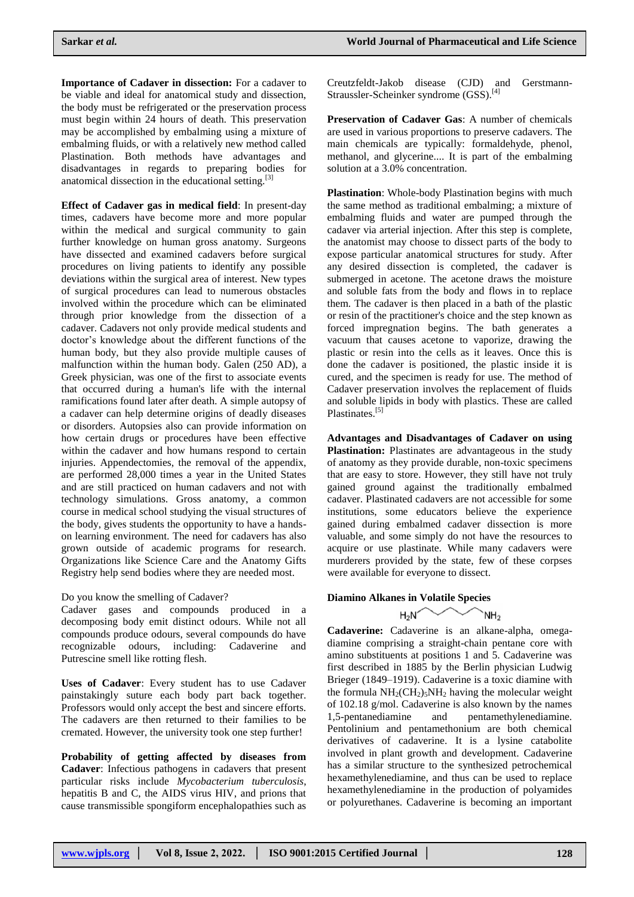**Importance of Cadaver in dissection:** For a cadaver to be viable and ideal for anatomical study and dissection, the body must be refrigerated or the preservation process must begin within 24 hours of death. This preservation may be accomplished by embalming using a mixture of embalming fluids, or with a relatively new method called Plastination. Both methods have advantages and disadvantages in regards to preparing bodies for anatomical dissection in the educational setting.[3]

**Effect of Cadaver gas in medical field**: In present-day times, cadavers have become more and more popular within the medical and surgical community to gain further knowledge on human gross anatomy. Surgeons have dissected and examined cadavers before surgical procedures on living patients to identify any possible deviations within the surgical area of interest. New types of surgical procedures can lead to numerous obstacles involved within the procedure which can be eliminated through prior knowledge from the dissection of a cadaver. Cadavers not only provide medical students and doctor's knowledge about the different functions of the human body, but they also provide multiple causes of malfunction within the human body. Galen (250 AD), a Greek physician, was one of the first to associate events that occurred during a human's life with the internal ramifications found later after death. A simple autopsy of a cadaver can help determine origins of deadly diseases or disorders. Autopsies also can provide information on how certain drugs or procedures have been effective within the cadaver and how humans respond to certain injuries. Appendectomies, the removal of the appendix, are performed 28,000 times a year in the United States and are still practiced on human cadavers and not with technology simulations. Gross anatomy, a common course in medical school studying the visual structures of the body, gives students the opportunity to have a hands-on learning environment. The need for cadavers has also grown outside of academic programs for research. Organizations like Science Care and the Anatomy Gifts Registry help send bodies where they are needed most.

Do you know the smelling of Cadaver?
Cadaver gases and compounds produced in a decomposing body emit distinct odours. While not all compounds produce odours, several compounds do have recognizable odours, including: Cadaverine and Putrescine smell like rotting flesh.

**Uses of Cadaver**: Every student has to use Cadaver painstakingly suture each body part back together. Professors would only accept the best and sincere efforts. The cadavers are then returned to their families to be cremated. However, the university took one step further!

**Probability of getting affected by diseases from Cadaver**: Infectious pathogens in cadavers that present particular risks include *Mycobacterium tuberculosis*, hepatitis B and C, the AIDS virus HIV, and prions that cause transmissible spongiform encephalopathies such as Creutzfeldt-Jakob disease (CJD) and Gerstmann-Straussler-Scheinker syndrome (GSS).[4]

**Preservation of Cadaver Gas**: A number of chemicals are used in various proportions to preserve cadavers. The main chemicals are typically: formaldehyde, phenol, methanol, and glycerine.... It is part of the embalming solution at a 3.0% concentration.

**Plastination**: Whole-body Plastination begins with much the same method as traditional embalming; a mixture of embalming fluids and water are pumped through the cadaver via arterial injection. After this step is complete, the anatomist may choose to dissect parts of the body to expose particular anatomical structures for study. After any desired dissection is completed, the cadaver is submerged in acetone. The acetone draws the moisture and soluble fats from the body and flows in to replace them. The cadaver is then placed in a bath of the plastic or resin of the practitioner's choice and the step known as forced impregnation begins. The bath generates a vacuum that causes acetone to vaporize, drawing the plastic or resin into the cells as it leaves. Once this is done the cadaver is positioned, the plastic inside it is cured, and the specimen is ready for use. The method of Cadaver preservation involves the replacement of fluids and soluble lipids in body with plastics. These are called Plastinates.[5]

**Advantages and Disadvantages of Cadaver on using Plastination:** Plastinates are advantageous in the study of anatomy as they provide durable, non-toxic specimens that are easy to store. However, they still have not truly gained ground against the traditionally embalmed cadaver. Plastinated cadavers are not accessible for some institutions, some educators believe the experience gained during embalmed cadaver dissection is more valuable, and some simply do not have the resources to acquire or use plastinate. While many cadavers were murderers provided by the state, few of these corpses were available for everyone to dissect.

**Diamino Alkanes in Volatile Species**

$H_2N$ ∕∖∕∖∕ $NH_2$

**Cadaverine:** Cadaverine is an alkane-alpha, omega-diamine comprising a straight-chain pentane core with amino substituents at positions 1 and 5. Cadaverine was first described in 1885 by the Berlin physician Ludwig Brieger (1849–1919). Cadaverine is a toxic diamine with the formula $NH_2(CH_2)_5NH_2$ having the molecular weight of 102.18 g/mol. Cadaverine is also known by the names 1,5-pentanediamine and pentamethylenediamine. Pentolinium and pentamethonium are both chemical derivatives of cadaverine. It is a lysine catabolite involved in plant growth and development. Cadaverine has a similar structure to the synthesized petrochemical hexamethylenediamine, and thus can be used to replace hexamethylenediamine in the production of polyamides or polyurethanes. Cadaverine is becoming an important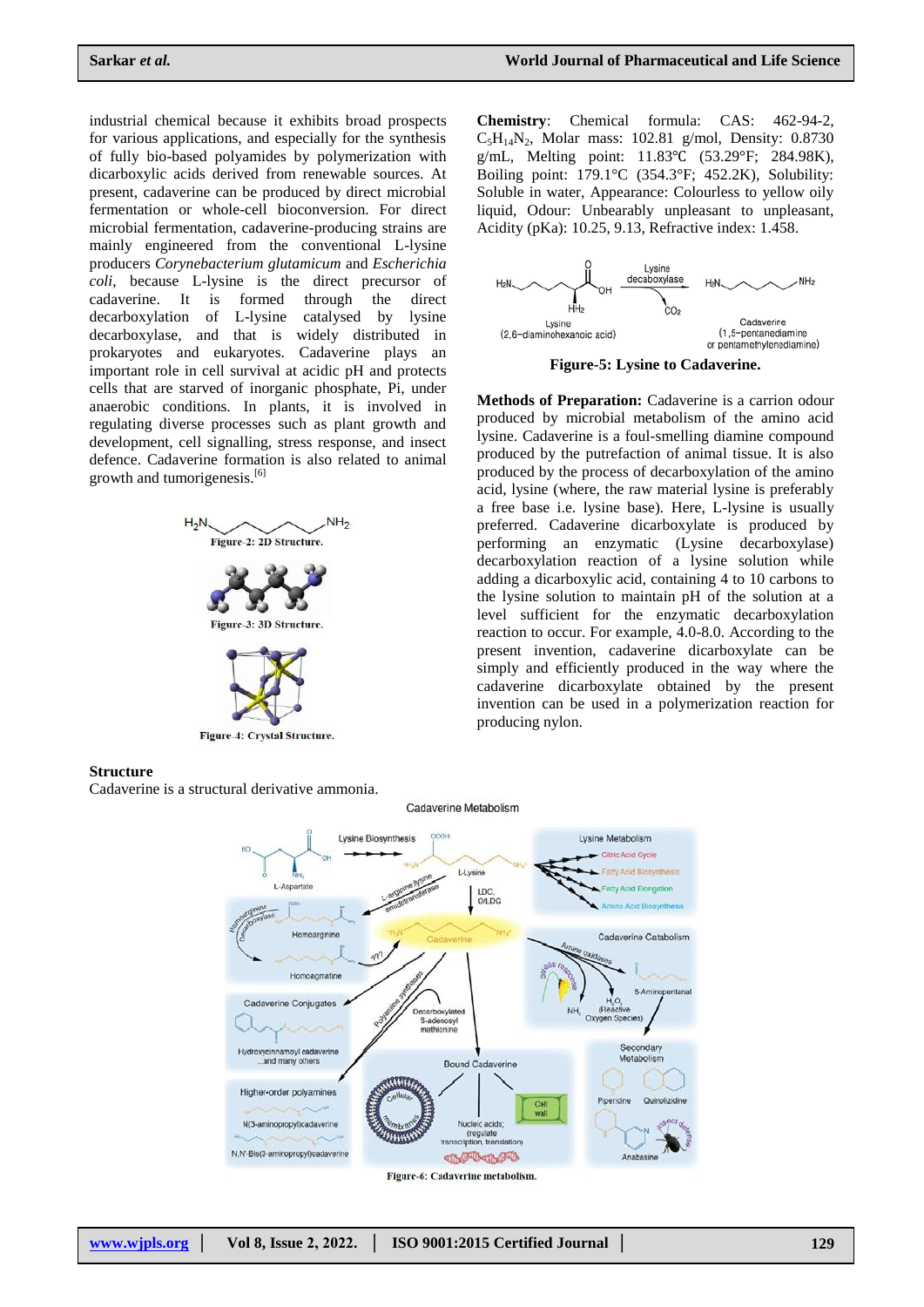industrial chemical because it exhibits broad prospects for various applications, and especially for the synthesis of fully bio-based polyamides by polymerization with dicarboxylic acids derived from renewable sources. At present, cadaverine can be produced by direct microbial fermentation or whole-cell bioconversion. For direct microbial fermentation, cadaverine-producing strains are mainly engineered from the conventional L-lysine producers *Corynebacterium glutamicum* and *Escherichia coli*, because L-lysine is the direct precursor of cadaverine. It is formed through the direct decarboxylation of L-lysine catalysed by lysine decarboxylase, and that is widely distributed in prokaryotes and eukaryotes. Cadaverine plays an important role in cell survival at acidic pH and protects cells that are starved of inorganic phosphate, Pi, under anaerobic conditions. In plants, it is involved in regulating diverse processes such as plant growth and development, cell signalling, stress response, and insect defence. Cadaverine formation is also related to animal growth and tumorigenesis.[6]

**Figure-2: 2D Structure.**

**Figure-3: 3D Structure.**

**Figure-4: Crystal Structure.**

**Structure**

Cadaverine is a structural derivative ammonia.

**Chemistry**: Chemical formula: CAS: 462-94-2, $C_5H_{14}N_2$, Molar mass: 102.81 g/mol, Density: 0.8730 g/mL, Melting point: 11.83℃ (53.29°F; 284.98K), Boiling point: 179.1°C (354.3°F; 452.2K), Solubility: Soluble in water, Appearance: Colourless to yellow oily liquid, Odour: Unbearably unpleasant to unpleasant, Acidity (pKa): 10.25, 9.13, Refractive index: 1.458.

**Figure-5: Lysine to Cadaverine.**

**Methods of Preparation:** Cadaverine is a carrion odour produced by microbial metabolism of the amino acid lysine. Cadaverine is a foul-smelling diamine compound produced by the putrefaction of animal tissue. It is also produced by the process of decarboxylation of the amino acid, lysine (where, the raw material lysine is preferably a free base i.e. lysine base). Here, L-lysine is usually preferred. Cadaverine dicarboxylate is produced by performing an enzymatic (Lysine decarboxylase) decarboxylation reaction of a lysine solution while adding a dicarboxylic acid, containing 4 to 10 carbons to the lysine solution to maintain pH of the solution at a level sufficient for the enzymatic decarboxylation reaction to occur. For example, 4.0-8.0. According to the present invention, cadaverine dicarboxylate can be simply and efficiently produced in the way where the cadaverine dicarboxylate obtained by the present invention can be used in a polymerization reaction for producing nylon.

**Figure-6: Cadaverine metabolism.**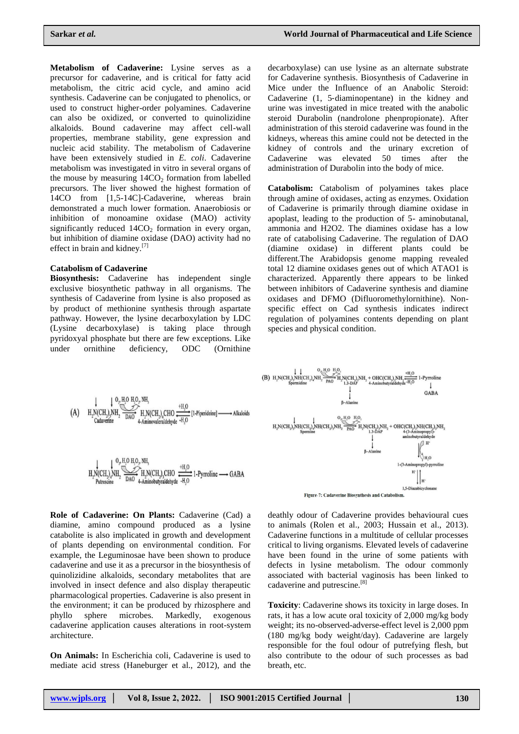**Metabolism of Cadaverine:** Lysine serves as a precursor for cadaverine, and is critical for fatty acid metabolism, the citric acid cycle, and amino acid synthesis. Cadaverine can be conjugated to phenolics, or used to construct higher-order polyamines. Cadaverine can also be oxidized, or converted to quinolizidine alkaloids. Bound cadaverine may affect cell-wall properties, membrane stability, gene expression and nucleic acid stability. The metabolism of Cadaverine have been extensively studied in *E. coli*. Cadaverine metabolism was investigated in vitro in several organs of the mouse by measuring $14CO_2$ formation from labelled precursors. The liver showed the highest formation of 14CO from [1,5-14C]-Cadaverine, whereas brain demonstrated a much lower formation. Anaerobiosis or inhibition of monoamine oxidase (MAO) activity significantly reduced $14CO_2$ formation in every organ, but inhibition of diamine oxidase (DAO) activity had no effect in brain and kidney.[7]

### Catabolism of Cadaverine

**Biosynthesis:** Cadaverine has independent single exclusive biosynthetic pathway in all organisms. The synthesis of Cadaverine from lysine is also proposed as by product of methionine synthesis through aspartate pathway. However, the lysine decarboxylation by LDC (Lysine decarboxylase) is taking place through pyridoxyal phosphate but there are few exceptions. Like under ornithine deficiency, ODC (Ornithine decarboxylase) can use lysine as an alternate substrate for Cadaverine synthesis. Biosynthesis of Cadaverine in Mice under the Influence of an Anabolic Steroid: Cadaverine (1, 5-diaminopentane) in the kidney and urine was investigated in mice treated with the anabolic steroid Durabolin (nandrolone phenpropionate). After administration of this steroid cadaverine was found in the kidneys, whereas this amine could not be detected in the kidney of controls and the urinary excretion of Cadaverine was elevated 50 times after the administration of Durabolin into the body of mice.

**Catabolism:** Catabolism of polyamines takes place through amine of oxidases, acting as enzymes. Oxidation of Cadaverine is primarily through diamine oxidase in apoplast, leading to the production of 5- aminobutanal, ammonia and H2O2. The diamines oxidase has a low rate of catabolising Cadaverine. The regulation of DAO (diamine oxidase) in different plants could be different.The Arabidopsis genome mapping revealed total 12 diamine oxidases genes out of which ATAO1 is characterized. Apparently there appears to be linked between inhibitors of Cadaverine synthesis and diamine oxidases and DFMO (Difluoromethylornithine). Non-specific effect on Cad synthesis indicates indirect regulation of polyamines contents depending on plant species and physical condition.

Figure-7: Cadaverine Biosynthesis and Catabolism.

**Role of Cadaverine: On Plants:** Cadaverine (Cad) a diamine, amino compound produced as a lysine catabolite is also implicated in growth and development of plants depending on environmental condition. For example, the Leguminosae have been shown to produce cadaverine and use it as a precursor in the biosynthesis of quinolizidine alkaloids, secondary metabolites that are involved in insect defence and also display therapeutic pharmacological properties. Cadaverine is also present in the environment; it can be produced by rhizosphere and phyllo sphere microbes. Markedly, exogenous cadaverine application causes alterations in root-system architecture.

**On Animals:** In Escherichia coli, Cadaverine is used to mediate acid stress (Haneburger et al., 2012), and the deathly odour of Cadaverine provides behavioural cues to animals (Rolen et al., 2003; Hussain et al., 2013). Cadaverine functions in a multitude of cellular processes critical to living organisms. Elevated levels of cadaverine have been found in the urine of some patients with defects in lysine metabolism. The odour commonly associated with bacterial vaginosis has been linked to cadaverine and putrescine.[8]

**Toxicity**: Cadaverine shows its toxicity in large doses. In rats, it has a low acute oral toxicity of 2,000 mg/kg body weight; its no-observed-adverse-effect level is 2,000 ppm (180 mg/kg body weight/day). Cadaverine are largely responsible for the foul odour of putrefying flesh, but also contribute to the odour of such processes as bad breath, etc.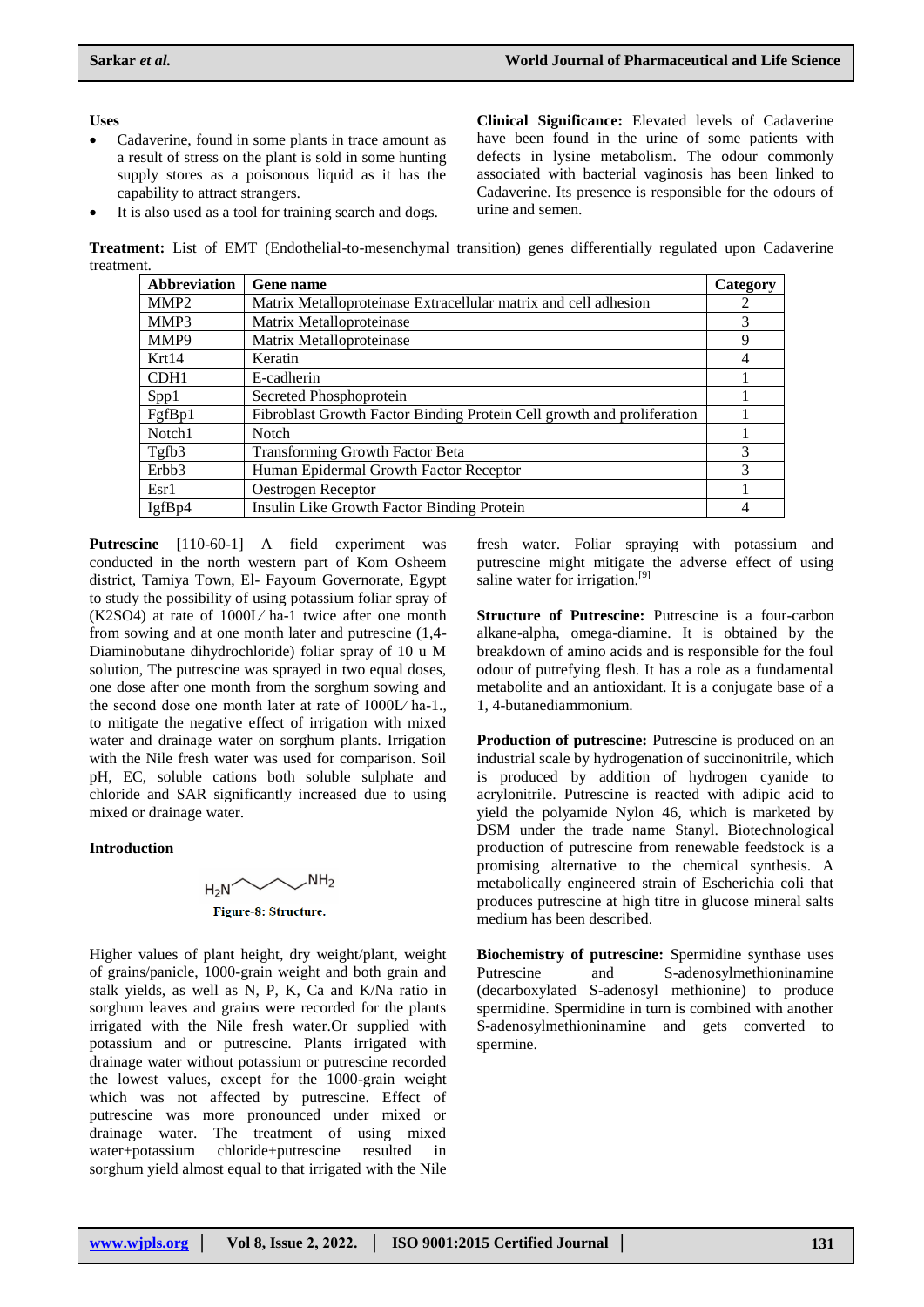**Uses**

- Cadaverine, found in some plants in trace amount as a result of stress on the plant is sold in some hunting supply stores as a poisonous liquid as it has the capability to attract strangers.
- It is also used as a tool for training search and dogs.

**Clinical Significance:** Elevated levels of Cadaverine have been found in the urine of some patients with defects in lysine metabolism. The odour commonly associated with bacterial vaginosis has been linked to Cadaverine. Its presence is responsible for the odours of urine and semen.

**Treatment:** List of EMT (Endothelial-to-mesenchymal transition) genes differentially regulated upon Cadaverine treatment.

| Abbreviation | Gene name | Category |
|---|---|---|
| MMP2 | Matrix Metalloproteinase Extracellular matrix and cell adhesion | 2 |
| MMP3 | Matrix Metalloproteinase | 3 |
| MMP9 | Matrix Metalloproteinase | 9 |
| Krt14 | Keratin | 4 |
| CDH1 | E-cadherin | 1 |
| Spp1 | Secreted Phosphoprotein | 1 |
| FgfBp1 | Fibroblast Growth Factor Binding Protein Cell growth and proliferation | 1 |
| Notch1 | Notch | 1 |
| Tgfb3 | Transforming Growth Factor Beta | 3 |
| Erbb3 | Human Epidermal Growth Factor Receptor | 3 |
| Esr1 | Oestrogen Receptor | 1 |
| IgfBp4 | Insulin Like Growth Factor Binding Protein | 4 |

**Putrescine** [110-60-1] A field experiment was conducted in the north western part of Kom Osheem district, Tamiya Town, El- Fayoum Governorate, Egypt to study the possibility of using potassium foliar spray of ($K_2SO_4$) at rate of 1000L⁄ ha-1 twice after one month from sowing and at one month later and putrescine (1,4-Diaminobutane dihydrochloride) foliar spray of 10 u M solution, The putrescine was sprayed in two equal doses, one dose after one month from the sorghum sowing and the second dose one month later at rate of 1000L⁄ ha-1., to mitigate the negative effect of irrigation with mixed water and drainage water on sorghum plants. Irrigation with the Nile fresh water was used for comparison. Soil pH, EC, soluble cations both soluble sulphate and chloride and SAR significantly increased due to using mixed or drainage water.

**Introduction**

$H_2N$–$CH_2CH_2CH_2CH_2$–$NH_2$

Figure-8: Structure.

Higher values of plant height, dry weight/plant, weight of grains/panicle, 1000-grain weight and both grain and stalk yields, as well as N, P, K, Ca and K/Na ratio in sorghum leaves and grains were recorded for the plants irrigated with the Nile fresh water.Or supplied with potassium and or putrescine. Plants irrigated with drainage water without potassium or putrescine recorded the lowest values, except for the 1000-grain weight which was not affected by putrescine. Effect of putrescine was more pronounced under mixed or drainage water. The treatment of using mixed water+potassium chloride+putrescine resulted in sorghum yield almost equal to that irrigated with the Nile fresh water. Foliar spraying with potassium and putrescine might mitigate the adverse effect of using saline water for irrigation.[9]

**Structure of Putrescine:** Putrescine is a four-carbon alkane-alpha, omega-diamine. It is obtained by the breakdown of amino acids and is responsible for the foul odour of putrefying flesh. It has a role as a fundamental metabolite and an antioxidant. It is a conjugate base of a 1, 4-butanediammonium.

**Production of putrescine:** Putrescine is produced on an industrial scale by hydrogenation of succinonitrile, which is produced by addition of hydrogen cyanide to acrylonitrile. Putrescine is reacted with adipic acid to yield the polyamide Nylon 46, which is marketed by DSM under the trade name Stanyl. Biotechnological production of putrescine from renewable feedstock is a promising alternative to the chemical synthesis. A metabolically engineered strain of Escherichia coli that produces putrescine at high titre in glucose mineral salts medium has been described.

**Biochemistry of putrescine:** Spermidine synthase uses Putrescine and S-adenosylmethioninamine (decarboxylated S-adenosyl methionine) to produce spermidine. Spermidine in turn is combined with another S-adenosylmethioninamine and gets converted to spermine.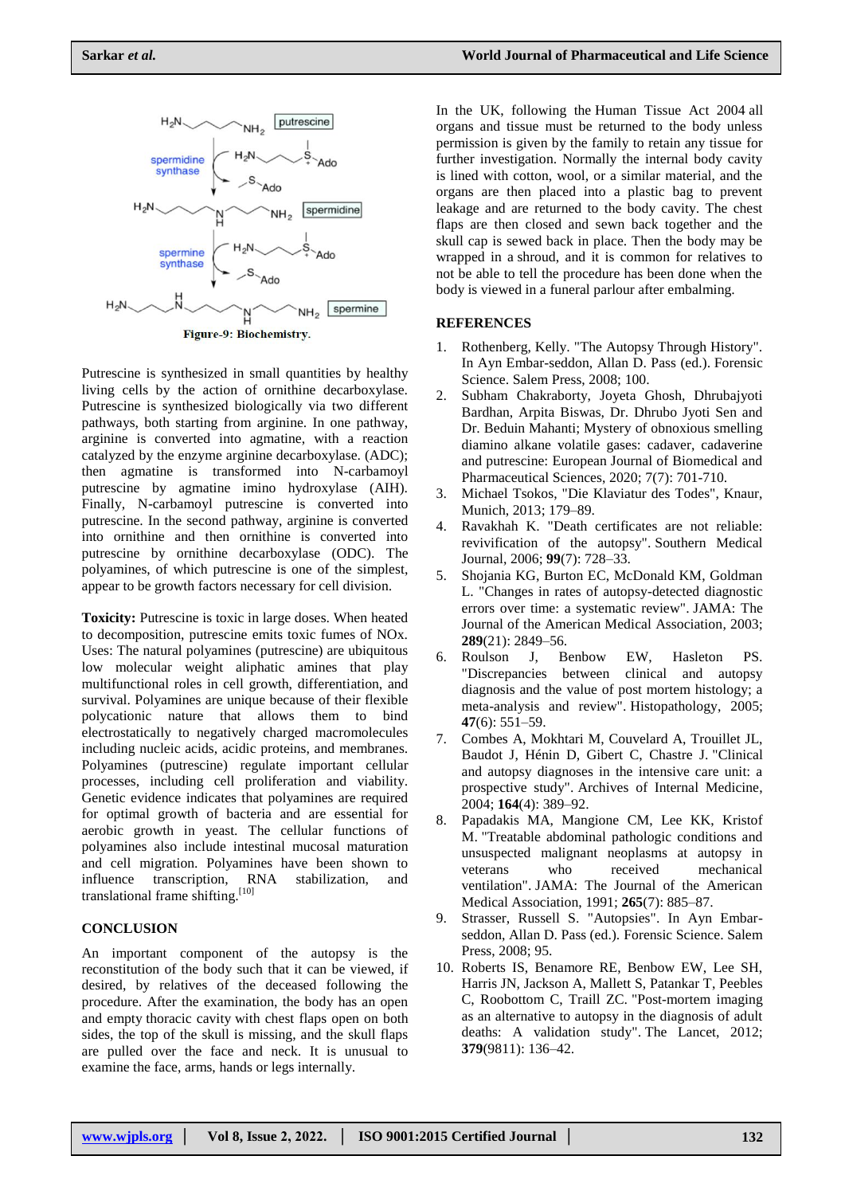putrescine

spermidine synthase

spermidine

spermine synthase

spermine

Figure-9: Biochemistry.

Putrescine is synthesized in small quantities by healthy living cells by the action of ornithine decarboxylase. Putrescine is synthesized biologically via two different pathways, both starting from arginine. In one pathway, arginine is converted into agmatine, with a reaction catalyzed by the enzyme arginine decarboxylase. (ADC); then agmatine is transformed into N-carbamoyl putrescine by agmatine imino hydroxylase (AIH). Finally, N-carbamoyl putrescine is converted into putrescine. In the second pathway, arginine is converted into ornithine and then ornithine is converted into putrescine by ornithine decarboxylase (ODC). The polyamines, of which putrescine is one of the simplest, appear to be growth factors necessary for cell division.

**Toxicity:** Putrescine is toxic in large doses. When heated to decomposition, putrescine emits toxic fumes of NOx. Uses: The natural polyamines (putrescine) are ubiquitous low molecular weight aliphatic amines that play multifunctional roles in cell growth, differentiation, and survival. Polyamines are unique because of their flexible polycationic nature that allows them to bind electrostatically to negatively charged macromolecules including nucleic acids, acidic proteins, and membranes. Polyamines (putrescine) regulate important cellular processes, including cell proliferation and viability. Genetic evidence indicates that polyamines are required for optimal growth of bacteria and are essential for aerobic growth in yeast. The cellular functions of polyamines also include intestinal mucosal maturation and cell migration. Polyamines have been shown to influence transcription, RNA stabilization, and translational frame shifting.[10]

## CONCLUSION

An important component of the autopsy is the reconstitution of the body such that it can be viewed, if desired, by relatives of the deceased following the procedure. After the examination, the body has an open and empty thoracic cavity with chest flaps open on both sides, the top of the skull is missing, and the skull flaps are pulled over the face and neck. It is unusual to examine the face, arms, hands or legs internally.

In the UK, following the Human Tissue Act 2004 all organs and tissue must be returned to the body unless permission is given by the family to retain any tissue for further investigation. Normally the internal body cavity is lined with cotton, wool, or a similar material, and the organs are then placed into a plastic bag to prevent leakage and are returned to the body cavity. The chest flaps are then closed and sewn back together and the skull cap is sewed back in place. Then the body may be wrapped in a shroud, and it is common for relatives to not be able to tell the procedure has been done when the body is viewed in a funeral parlour after embalming.

## REFERENCES

1. Rothenberg, Kelly. "The Autopsy Through History". In Ayn Embar-seddon, Allan D. Pass (ed.). Forensic Science. Salem Press, 2008; 100.
2. Subham Chakraborty, Joyeta Ghosh, Dhrubajyoti Bardhan, Arpita Biswas, Dr. Dhrubo Jyoti Sen and Dr. Beduin Mahanti; Mystery of obnoxious smelling diamino alkane volatile gases: cadaver, cadaverine and putrescine: European Journal of Biomedical and Pharmaceutical Sciences, 2020; 7(7): 701-710.
3. Michael Tsokos, "Die Klaviatur des Todes", Knaur, Munich, 2013; 179–89.
4. Ravakhah K. "Death certificates are not reliable: revivification of the autopsy". Southern Medical Journal, 2006; **99**(7): 728–33.
5. Shojania KG, Burton EC, McDonald KM, Goldman L. "Changes in rates of autopsy-detected diagnostic errors over time: a systematic review". JAMA: The Journal of the American Medical Association, 2003; **289**(21): 2849–56.
6. Roulson J, Benbow EW, Hasleton PS. "Discrepancies between clinical and autopsy diagnosis and the value of post mortem histology; a meta-analysis and review". Histopathology, 2005; **47**(6): 551–59.
7. Combes A, Mokhtari M, Couvelard A, Trouillet JL, Baudot J, Hénin D, Gibert C, Chastre J. "Clinical and autopsy diagnoses in the intensive care unit: a prospective study". Archives of Internal Medicine, 2004; **164**(4): 389–92.
8. Papadakis MA, Mangione CM, Lee KK, Kristof M. "Treatable abdominal pathologic conditions and unsuspected malignant neoplasms at autopsy in veterans who received mechanical ventilation". JAMA: The Journal of the American Medical Association, 1991; **265**(7): 885–87.
9. Strasser, Russell S. "Autopsies". In Ayn Embar-seddon, Allan D. Pass (ed.). Forensic Science. Salem Press, 2008; 95.
10. Roberts IS, Benamore RE, Benbow EW, Lee SH, Harris JN, Jackson A, Mallett S, Patankar T, Peebles C, Roobottom C, Traill ZC. "Post-mortem imaging as an alternative to autopsy in the diagnosis of adult deaths: A validation study". The Lancet, 2012; **379**(9811): 136–42.